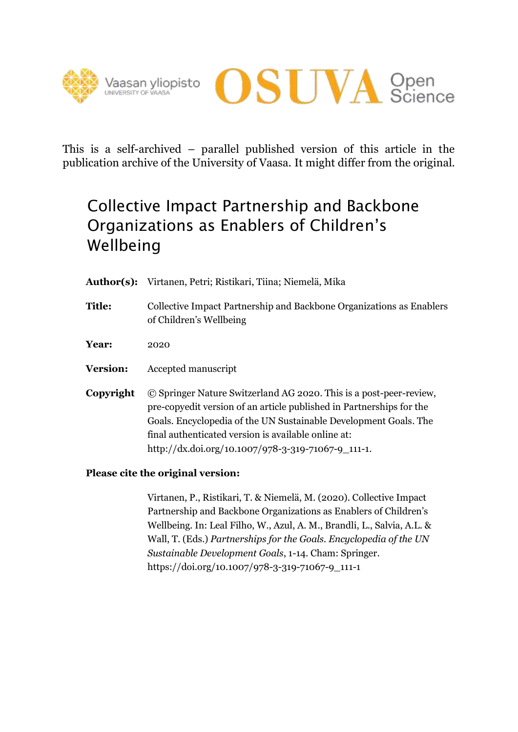This is a self-archived – parallel published version of this article in the publication archive of the University of Vaasa. It might differ from the original.

# Collective Impact Partnership and Backbone Organizations as Enablers of Children's Wellbeing

**Author(s):** Virtanen, Petri; Ristikari, Tiina; Niemelä, Mika

**Title:** Collective Impact Partnership and Backbone Organizations as Enablers of Children's Wellbeing

**Year:** 2020

**Version:** Accepted manuscript

**Copyright** © Springer Nature Switzerland AG 2020. This is a post-peer-review, pre-copyedit version of an article published in Partnerships for the Goals. Encyclopedia of the UN Sustainable Development Goals. The final authenticated version is available online at: http://dx.doi.org/10.1007/978-3-319-71067-9_111-1.

**Please cite the original version:**

Virtanen, P., Ristikari, T. & Niemelä, M. (2020). Collective Impact Partnership and Backbone Organizations as Enablers of Children's Wellbeing. In: Leal Filho, W., Azul, A. M., Brandli, L., Salvia, A.L. & Wall, T. (Eds.) *Partnerships for the Goals. Encyclopedia of the UN Sustainable Development Goals*, 1-14. Cham: Springer. https://doi.org/10.1007/978-3-319-71067-9_111-1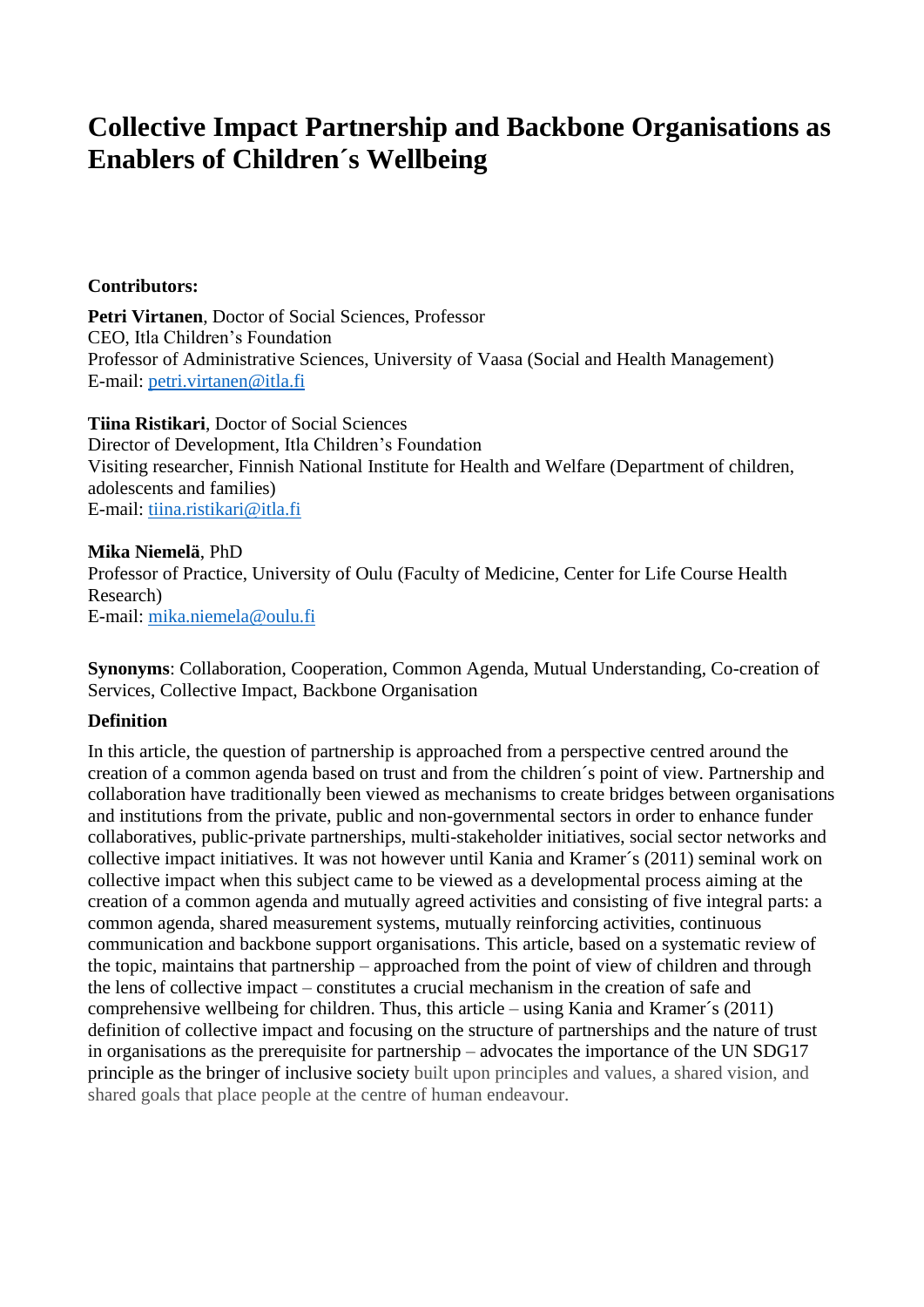# Collective Impact Partnership and Backbone Organisations as Enablers of Children´s Wellbeing

**Contributors:**

**Petri Virtanen**, Doctor of Social Sciences, Professor
CEO, Itla Children's Foundation
Professor of Administrative Sciences, University of Vaasa (Social and Health Management)
E-mail: petri.virtanen@itla.fi

**Tiina Ristikari**, Doctor of Social Sciences
Director of Development, Itla Children's Foundation
Visiting researcher, Finnish National Institute for Health and Welfare (Department of children, adolescents and families)
E-mail: tiina.ristikari@itla.fi

**Mika Niemelä**, PhD
Professor of Practice, University of Oulu (Faculty of Medicine, Center for Life Course Health Research)
E-mail: mika.niemela@oulu.fi

**Synonyms**: Collaboration, Cooperation, Common Agenda, Mutual Understanding, Co-creation of Services, Collective Impact, Backbone Organisation

**Definition**

In this article, the question of partnership is approached from a perspective centred around the creation of a common agenda based on trust and from the children´s point of view. Partnership and collaboration have traditionally been viewed as mechanisms to create bridges between organisations and institutions from the private, public and non-governmental sectors in order to enhance funder collaboratives, public-private partnerships, multi-stakeholder initiatives, social sector networks and collective impact initiatives. It was not however until Kania and Kramer´s (2011) seminal work on collective impact when this subject came to be viewed as a developmental process aiming at the creation of a common agenda and mutually agreed activities and consisting of five integral parts: a common agenda, shared measurement systems, mutually reinforcing activities, continuous communication and backbone support organisations. This article, based on a systematic review of the topic, maintains that partnership – approached from the point of view of children and through the lens of collective impact – constitutes a crucial mechanism in the creation of safe and comprehensive wellbeing for children. Thus, this article – using Kania and Kramer´s (2011) definition of collective impact and focusing on the structure of partnerships and the nature of trust in organisations as the prerequisite for partnership – advocates the importance of the UN SDG17 principle as the bringer of inclusive society built upon principles and values, a shared vision, and shared goals that place people at the centre of human endeavour.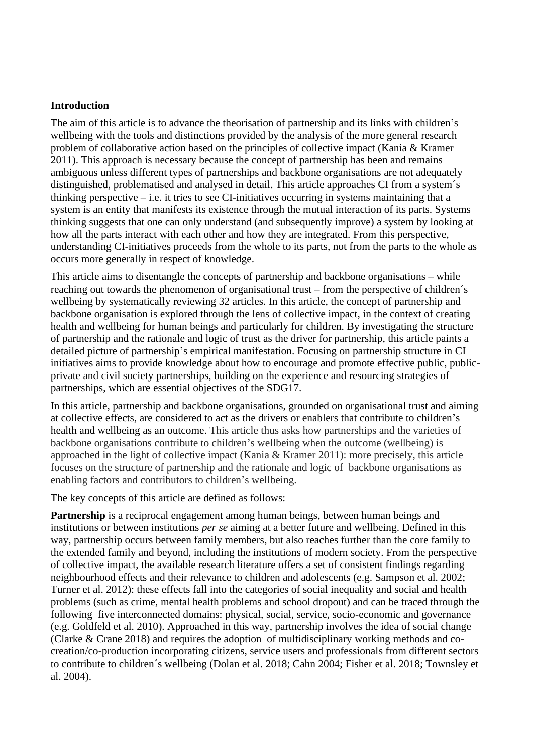## Introduction

The aim of this article is to advance the theorisation of partnership and its links with children's wellbeing with the tools and distinctions provided by the analysis of the more general research problem of collaborative action based on the principles of collective impact (Kania & Kramer 2011). This approach is necessary because the concept of partnership has been and remains ambiguous unless different types of partnerships and backbone organisations are not adequately distinguished, problematised and analysed in detail. This article approaches CI from a system´s thinking perspective – i.e. it tries to see CI-initiatives occurring in systems maintaining that a system is an entity that manifests its existence through the mutual interaction of its parts. Systems thinking suggests that one can only understand (and subsequently improve) a system by looking at how all the parts interact with each other and how they are integrated. From this perspective, understanding CI-initiatives proceeds from the whole to its parts, not from the parts to the whole as occurs more generally in respect of knowledge.

This article aims to disentangle the concepts of partnership and backbone organisations – while reaching out towards the phenomenon of organisational trust – from the perspective of children´s wellbeing by systematically reviewing 32 articles. In this article, the concept of partnership and backbone organisation is explored through the lens of collective impact, in the context of creating health and wellbeing for human beings and particularly for children. By investigating the structure of partnership and the rationale and logic of trust as the driver for partnership, this article paints a detailed picture of partnership's empirical manifestation. Focusing on partnership structure in CI initiatives aims to provide knowledge about how to encourage and promote effective public, public-private and civil society partnerships, building on the experience and resourcing strategies of partnerships, which are essential objectives of the SDG17.

In this article, partnership and backbone organisations, grounded on organisational trust and aiming at collective effects, are considered to act as the drivers or enablers that contribute to children's health and wellbeing as an outcome. This article thus asks how partnerships and the varieties of backbone organisations contribute to children's wellbeing when the outcome (wellbeing) is approached in the light of collective impact (Kania & Kramer 2011): more precisely, this article focuses on the structure of partnership and the rationale and logic of backbone organisations as enabling factors and contributors to children's wellbeing.

The key concepts of this article are defined as follows:

**Partnership** is a reciprocal engagement among human beings, between human beings and institutions or between institutions *per se* aiming at a better future and wellbeing. Defined in this way, partnership occurs between family members, but also reaches further than the core family to the extended family and beyond, including the institutions of modern society. From the perspective of collective impact, the available research literature offers a set of consistent findings regarding neighbourhood effects and their relevance to children and adolescents (e.g. Sampson et al. 2002; Turner et al. 2012): these effects fall into the categories of social inequality and social and health problems (such as crime, mental health problems and school dropout) and can be traced through the following five interconnected domains: physical, social, service, socio-economic and governance (e.g. Goldfeld et al. 2010). Approached in this way, partnership involves the idea of social change (Clarke & Crane 2018) and requires the adoption of multidisciplinary working methods and co-creation/co-production incorporating citizens, service users and professionals from different sectors to contribute to children´s wellbeing (Dolan et al. 2018; Cahn 2004; Fisher et al. 2018; Townsley et al. 2004).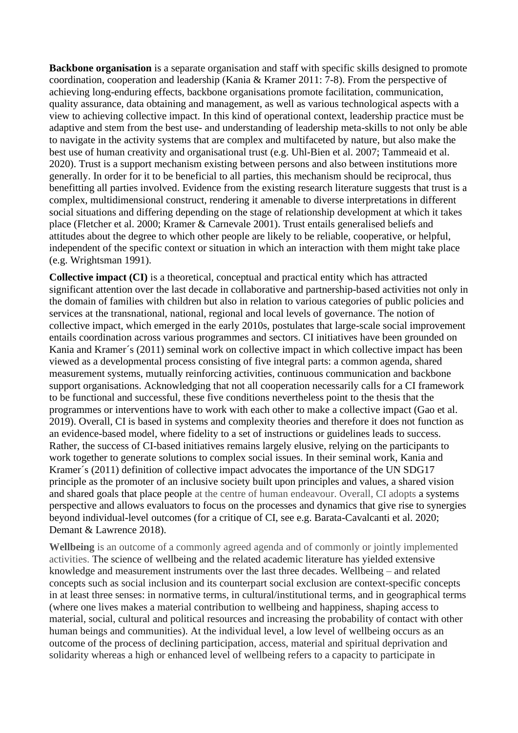**Backbone organisation** is a separate organisation and staff with specific skills designed to promote coordination, cooperation and leadership (Kania & Kramer 2011: 7-8). From the perspective of achieving long-enduring effects, backbone organisations promote facilitation, communication, quality assurance, data obtaining and management, as well as various technological aspects with a view to achieving collective impact. In this kind of operational context, leadership practice must be adaptive and stem from the best use- and understanding of leadership meta-skills to not only be able to navigate in the activity systems that are complex and multifaceted by nature, but also make the best use of human creativity and organisational trust (e.g. Uhl-Bien et al. 2007; Tammeaid et al. 2020). Trust is a support mechanism existing between persons and also between institutions more generally. In order for it to be beneficial to all parties, this mechanism should be reciprocal, thus benefitting all parties involved. Evidence from the existing research literature suggests that trust is a complex, multidimensional construct, rendering it amenable to diverse interpretations in different social situations and differing depending on the stage of relationship development at which it takes place (Fletcher et al. 2000; Kramer & Carnevale 2001). Trust entails generalised beliefs and attitudes about the degree to which other people are likely to be reliable, cooperative, or helpful, independent of the specific context or situation in which an interaction with them might take place (e.g. Wrightsman 1991).

**Collective impact (CI)** is a theoretical, conceptual and practical entity which has attracted significant attention over the last decade in collaborative and partnership-based activities not only in the domain of families with children but also in relation to various categories of public policies and services at the transnational, national, regional and local levels of governance. The notion of collective impact, which emerged in the early 2010s, postulates that large-scale social improvement entails coordination across various programmes and sectors. CI initiatives have been grounded on Kania and Kramer´s (2011) seminal work on collective impact in which collective impact has been viewed as a developmental process consisting of five integral parts: a common agenda, shared measurement systems, mutually reinforcing activities, continuous communication and backbone support organisations. Acknowledging that not all cooperation necessarily calls for a CI framework to be functional and successful, these five conditions nevertheless point to the thesis that the programmes or interventions have to work with each other to make a collective impact (Gao et al. 2019). Overall, CI is based in systems and complexity theories and therefore it does not function as an evidence-based model, where fidelity to a set of instructions or guidelines leads to success. Rather, the success of CI-based initiatives remains largely elusive, relying on the participants to work together to generate solutions to complex social issues. In their seminal work, Kania and Kramer´s (2011) definition of collective impact advocates the importance of the UN SDG17 principle as the promoter of an inclusive society built upon principles and values, a shared vision and shared goals that place people at the centre of human endeavour. Overall, CI adopts a systems perspective and allows evaluators to focus on the processes and dynamics that give rise to synergies beyond individual-level outcomes (for a critique of CI, see e.g. Barata-Cavalcanti et al. 2020; Demant & Lawrence 2018).

**Wellbeing** is an outcome of a commonly agreed agenda and of commonly or jointly implemented activities. The science of wellbeing and the related academic literature has yielded extensive knowledge and measurement instruments over the last three decades. Wellbeing – and related concepts such as social inclusion and its counterpart social exclusion are context-specific concepts in at least three senses: in normative terms, in cultural/institutional terms, and in geographical terms (where one lives makes a material contribution to wellbeing and happiness, shaping access to material, social, cultural and political resources and increasing the probability of contact with other human beings and communities). At the individual level, a low level of wellbeing occurs as an outcome of the process of declining participation, access, material and spiritual deprivation and solidarity whereas a high or enhanced level of wellbeing refers to a capacity to participate in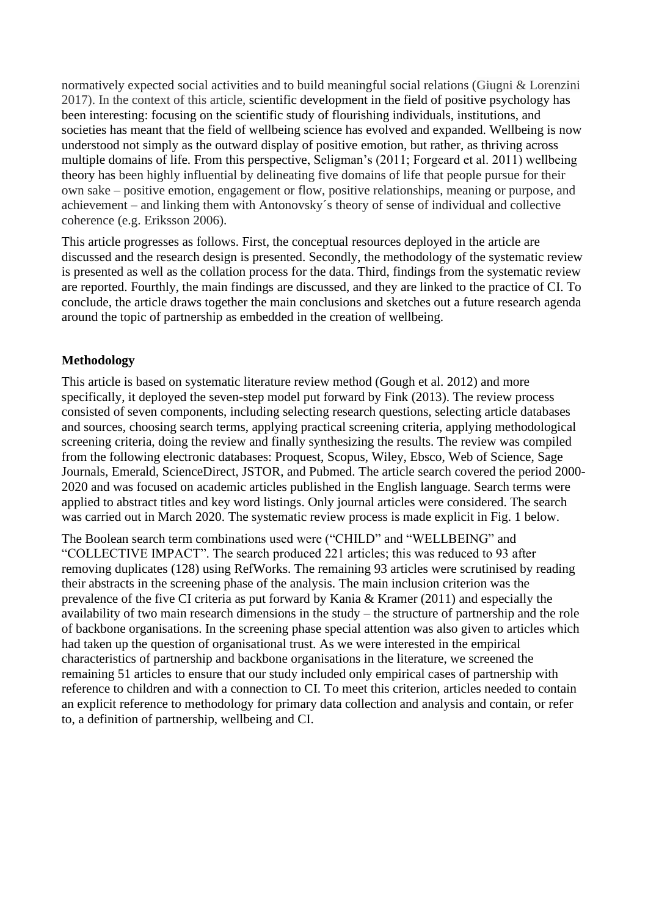normatively expected social activities and to build meaningful social relations (Giugni & Lorenzini 2017). In the context of this article, scientific development in the field of positive psychology has been interesting: focusing on the scientific study of flourishing individuals, institutions, and societies has meant that the field of wellbeing science has evolved and expanded. Wellbeing is now understood not simply as the outward display of positive emotion, but rather, as thriving across multiple domains of life. From this perspective, Seligman's (2011; Forgeard et al. 2011) wellbeing theory has been highly influential by delineating five domains of life that people pursue for their own sake – positive emotion, engagement or flow, positive relationships, meaning or purpose, and achievement – and linking them with Antonovsky´s theory of sense of individual and collective coherence (e.g. Eriksson 2006).

This article progresses as follows. First, the conceptual resources deployed in the article are discussed and the research design is presented. Secondly, the methodology of the systematic review is presented as well as the collation process for the data. Third, findings from the systematic review are reported. Fourthly, the main findings are discussed, and they are linked to the practice of CI. To conclude, the article draws together the main conclusions and sketches out a future research agenda around the topic of partnership as embedded in the creation of wellbeing.

## Methodology

This article is based on systematic literature review method (Gough et al. 2012) and more specifically, it deployed the seven-step model put forward by Fink (2013). The review process consisted of seven components, including selecting research questions, selecting article databases and sources, choosing search terms, applying practical screening criteria, applying methodological screening criteria, doing the review and finally synthesizing the results. The review was compiled from the following electronic databases: Proquest, Scopus, Wiley, Ebsco, Web of Science, Sage Journals, Emerald, ScienceDirect, JSTOR, and Pubmed. The article search covered the period 2000-2020 and was focused on academic articles published in the English language. Search terms were applied to abstract titles and key word listings. Only journal articles were considered. The search was carried out in March 2020. The systematic review process is made explicit in Fig. 1 below.

The Boolean search term combinations used were ("CHILD" and "WELLBEING" and "COLLECTIVE IMPACT". The search produced 221 articles; this was reduced to 93 after removing duplicates (128) using RefWorks. The remaining 93 articles were scrutinised by reading their abstracts in the screening phase of the analysis. The main inclusion criterion was the prevalence of the five CI criteria as put forward by Kania & Kramer (2011) and especially the availability of two main research dimensions in the study – the structure of partnership and the role of backbone organisations. In the screening phase special attention was also given to articles which had taken up the question of organisational trust. As we were interested in the empirical characteristics of partnership and backbone organisations in the literature, we screened the remaining 51 articles to ensure that our study included only empirical cases of partnership with reference to children and with a connection to CI. To meet this criterion, articles needed to contain an explicit reference to methodology for primary data collection and analysis and contain, or refer to, a definition of partnership, wellbeing and CI.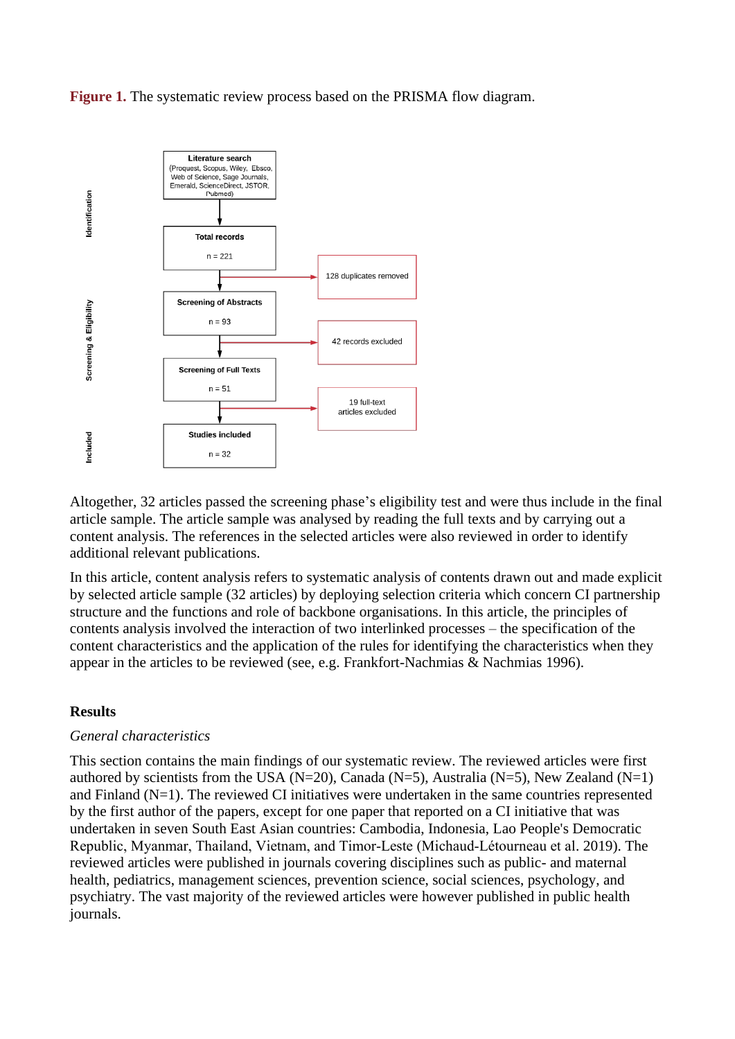**Figure 1.** The systematic review process based on the PRISMA flow diagram.

Identification

Literature search
(Proquest, Scopus, Wiley, Ebsco, Web of Science, Sage Journals, Emerald, ScienceDirect, JSTOR, Pubmed)

Total records

n = 221

128 duplicates removed

Screening & Eligibility

Screening of Abstracts

n = 93

42 records excluded

Screening of Full Texts

n = 51

19 full-text articles excluded

Included

Studies included

n = 32

Altogether, 32 articles passed the screening phase's eligibility test and were thus include in the final article sample. The article sample was analysed by reading the full texts and by carrying out a content analysis. The references in the selected articles were also reviewed in order to identify additional relevant publications.

In this article, content analysis refers to systematic analysis of contents drawn out and made explicit by selected article sample (32 articles) by deploying selection criteria which concern CI partnership structure and the functions and role of backbone organisations. In this article, the principles of contents analysis involved the interaction of two interlinked processes – the specification of the content characteristics and the application of the rules for identifying the characteristics when they appear in the articles to be reviewed (see, e.g. Frankfort-Nachmias & Nachmias 1996).

## Results

### *General characteristics*

This section contains the main findings of our systematic review. The reviewed articles were first authored by scientists from the USA (N=20), Canada (N=5), Australia (N=5), New Zealand (N=1) and Finland (N=1). The reviewed CI initiatives were undertaken in the same countries represented by the first author of the papers, except for one paper that reported on a CI initiative that was undertaken in seven South East Asian countries: Cambodia, Indonesia, Lao People's Democratic Republic, Myanmar, Thailand, Vietnam, and Timor-Leste (Michaud-Létourneau et al. 2019). The reviewed articles were published in journals covering disciplines such as public- and maternal health, pediatrics, management sciences, prevention science, social sciences, psychology, and psychiatry. The vast majority of the reviewed articles were however published in public health journals.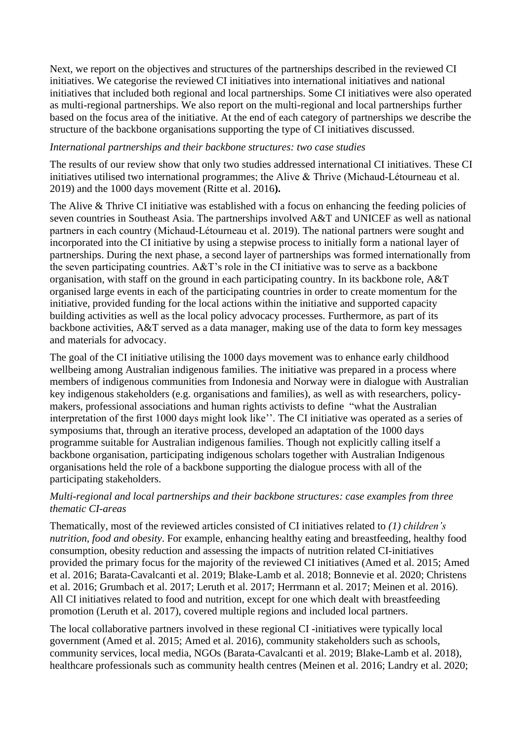Next, we report on the objectives and structures of the partnerships described in the reviewed CI initiatives. We categorise the reviewed CI initiatives into international initiatives and national initiatives that included both regional and local partnerships. Some CI initiatives were also operated as multi-regional partnerships. We also report on the multi-regional and local partnerships further based on the focus area of the initiative. At the end of each category of partnerships we describe the structure of the backbone organisations supporting the type of CI initiatives discussed.

*International partnerships and their backbone structures: two case studies*

The results of our review show that only two studies addressed international CI initiatives. These CI initiatives utilised two international programmes; the Alive & Thrive (Michaud-Létourneau et al. 2019) and the 1000 days movement (Ritte et al. 2016**).**

The Alive & Thrive CI initiative was established with a focus on enhancing the feeding policies of seven countries in Southeast Asia. The partnerships involved A&T and UNICEF as well as national partners in each country (Michaud-Létourneau et al. 2019). The national partners were sought and incorporated into the CI initiative by using a stepwise process to initially form a national layer of partnerships. During the next phase, a second layer of partnerships was formed internationally from the seven participating countries. A&T's role in the CI initiative was to serve as a backbone organisation, with staff on the ground in each participating country. In its backbone role, A&T organised large events in each of the participating countries in order to create momentum for the initiative, provided funding for the local actions within the initiative and supported capacity building activities as well as the local policy advocacy processes. Furthermore, as part of its backbone activities, A&T served as a data manager, making use of the data to form key messages and materials for advocacy.

The goal of the CI initiative utilising the 1000 days movement was to enhance early childhood wellbeing among Australian indigenous families. The initiative was prepared in a process where members of indigenous communities from Indonesia and Norway were in dialogue with Australian key indigenous stakeholders (e.g. organisations and families), as well as with researchers, policy-makers, professional associations and human rights activists to define "what the Australian interpretation of the first 1000 days might look like''. The CI initiative was operated as a series of symposiums that, through an iterative process, developed an adaptation of the 1000 days programme suitable for Australian indigenous families. Though not explicitly calling itself a backbone organisation, participating indigenous scholars together with Australian Indigenous organisations held the role of a backbone supporting the dialogue process with all of the participating stakeholders.

*Multi-regional and local partnerships and their backbone structures: case examples from three thematic CI-areas*

Thematically, most of the reviewed articles consisted of CI initiatives related to *(1) children's nutrition, food and obesity*. For example, enhancing healthy eating and breastfeeding, healthy food consumption, obesity reduction and assessing the impacts of nutrition related CI-initiatives provided the primary focus for the majority of the reviewed CI initiatives (Amed et al. 2015; Amed et al. 2016; Barata-Cavalcanti et al. 2019; Blake-Lamb et al. 2018; Bonnevie et al. 2020; Christens et al. 2016; Grumbach et al. 2017; Leruth et al. 2017; Herrmann et al. 2017; Meinen et al. 2016). All CI initiatives related to food and nutrition, except for one which dealt with breastfeeding promotion (Leruth et al. 2017), covered multiple regions and included local partners.

The local collaborative partners involved in these regional CI -initiatives were typically local government (Amed et al. 2015; Amed et al. 2016), community stakeholders such as schools, community services, local media, NGOs (Barata-Cavalcanti et al. 2019; Blake-Lamb et al. 2018), healthcare professionals such as community health centres (Meinen et al. 2016; Landry et al. 2020;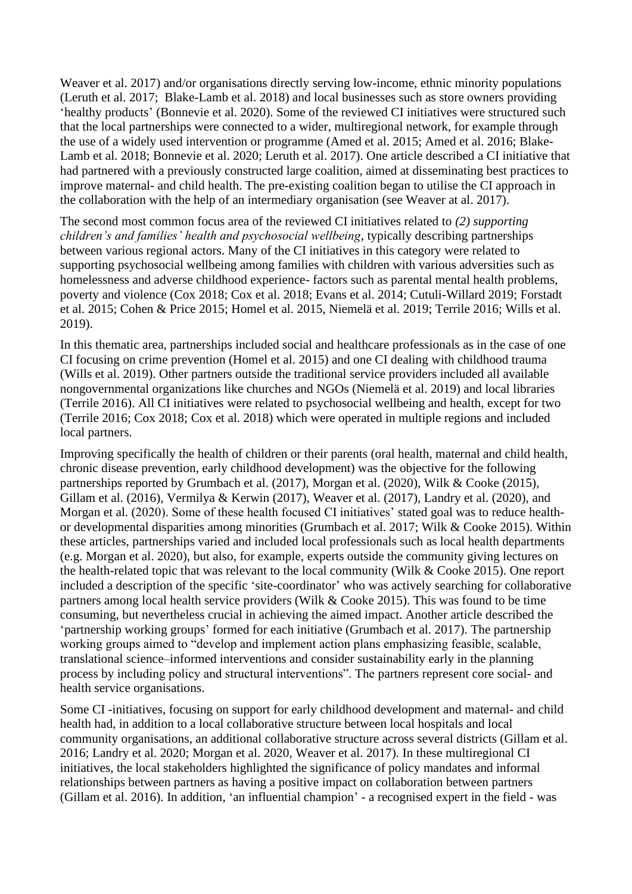Weaver et al. 2017) and/or organisations directly serving low-income, ethnic minority populations (Leruth et al. 2017;  Blake-Lamb et al. 2018) and local businesses such as store owners providing 'healthy products' (Bonnevie et al. 2020). Some of the reviewed CI initiatives were structured such that the local partnerships were connected to a wider, multiregional network, for example through the use of a widely used intervention or programme (Amed et al. 2015; Amed et al. 2016; Blake-Lamb et al. 2018; Bonnevie et al. 2020; Leruth et al. 2017). One article described a CI initiative that had partnered with a previously constructed large coalition, aimed at disseminating best practices to improve maternal- and child health. The pre-existing coalition began to utilise the CI approach in the collaboration with the help of an intermediary organisation (see Weaver at al. 2017).

The second most common focus area of the reviewed CI initiatives related to *(2) supporting children's and families' health and psychosocial wellbeing*, typically describing partnerships between various regional actors. Many of the CI initiatives in this category were related to supporting psychosocial wellbeing among families with children with various adversities such as homelessness and adverse childhood experience- factors such as parental mental health problems, poverty and violence (Cox 2018; Cox et al. 2018; Evans et al. 2014; Cutuli-Willard 2019; Forstadt et al. 2015; Cohen & Price 2015; Homel et al. 2015, Niemelä et al. 2019; Terrile 2016; Wills et al. 2019).

In this thematic area, partnerships included social and healthcare professionals as in the case of one CI focusing on crime prevention (Homel et al. 2015) and one CI dealing with childhood trauma (Wills et al. 2019). Other partners outside the traditional service providers included all available nongovernmental organizations like churches and NGOs (Niemelä et al. 2019) and local libraries (Terrile 2016). All CI initiatives were related to psychosocial wellbeing and health, except for two (Terrile 2016; Cox 2018; Cox et al. 2018) which were operated in multiple regions and included local partners.

Improving specifically the health of children or their parents (oral health, maternal and child health, chronic disease prevention, early childhood development) was the objective for the following partnerships reported by Grumbach et al. (2017), Morgan et al. (2020), Wilk & Cooke (2015), Gillam et al. (2016), Vermilya & Kerwin (2017), Weaver et al. (2017), Landry et al. (2020), and Morgan et al. (2020). Some of these health focused CI initiatives' stated goal was to reduce health- or developmental disparities among minorities (Grumbach et al. 2017; Wilk & Cooke 2015). Within these articles, partnerships varied and included local professionals such as local health departments (e.g. Morgan et al. 2020), but also, for example, experts outside the community giving lectures on the health-related topic that was relevant to the local community (Wilk & Cooke 2015). One report included a description of the specific 'site-coordinator' who was actively searching for collaborative partners among local health service providers (Wilk & Cooke 2015). This was found to be time consuming, but nevertheless crucial in achieving the aimed impact. Another article described the 'partnership working groups' formed for each initiative (Grumbach et al. 2017). The partnership working groups aimed to "develop and implement action plans emphasizing feasible, scalable, translational science–informed interventions and consider sustainability early in the planning process by including policy and structural interventions". The partners represent core social- and health service organisations.

Some CI -initiatives, focusing on support for early childhood development and maternal- and child health had, in addition to a local collaborative structure between local hospitals and local community organisations, an additional collaborative structure across several districts (Gillam et al. 2016; Landry et al. 2020; Morgan et al. 2020, Weaver et al. 2017). In these multiregional CI initiatives, the local stakeholders highlighted the significance of policy mandates and informal relationships between partners as having a positive impact on collaboration between partners (Gillam et al. 2016). In addition, 'an influential champion' - a recognised expert in the field - was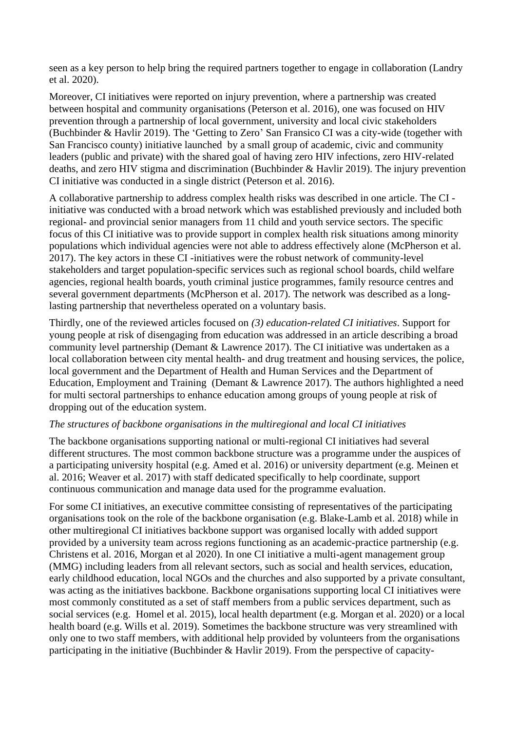seen as a key person to help bring the required partners together to engage in collaboration (Landry et al. 2020).

Moreover, CI initiatives were reported on injury prevention, where a partnership was created between hospital and community organisations (Peterson et al. 2016), one was focused on HIV prevention through a partnership of local government, university and local civic stakeholders (Buchbinder & Havlir 2019). The 'Getting to Zero' San Fransico CI was a city-wide (together with San Francisco county) initiative launched by a small group of academic, civic and community leaders (public and private) with the shared goal of having zero HIV infections, zero HIV-related deaths, and zero HIV stigma and discrimination (Buchbinder & Havlir 2019). The injury prevention CI initiative was conducted in a single district (Peterson et al. 2016).

A collaborative partnership to address complex health risks was described in one article. The CI - initiative was conducted with a broad network which was established previously and included both regional- and provincial senior managers from 11 child and youth service sectors. The specific focus of this CI initiative was to provide support in complex health risk situations among minority populations which individual agencies were not able to address effectively alone (McPherson et al. 2017). The key actors in these CI -initiatives were the robust network of community-level stakeholders and target population-specific services such as regional school boards, child welfare agencies, regional health boards, youth criminal justice programmes, family resource centres and several government departments (McPherson et al. 2017). The network was described as a long-lasting partnership that nevertheless operated on a voluntary basis.

Thirdly, one of the reviewed articles focused on *(3) education-related CI initiatives*. Support for young people at risk of disengaging from education was addressed in an article describing a broad community level partnership (Demant & Lawrence 2017). The CI initiative was undertaken as a local collaboration between city mental health- and drug treatment and housing services, the police, local government and the Department of Health and Human Services and the Department of Education, Employment and Training (Demant & Lawrence 2017). The authors highlighted a need for multi sectoral partnerships to enhance education among groups of young people at risk of dropping out of the education system.

*The structures of backbone organisations in the multiregional and local CI initiatives*

The backbone organisations supporting national or multi-regional CI initiatives had several different structures. The most common backbone structure was a programme under the auspices of a participating university hospital (e.g. Amed et al. 2016) or university department (e.g. Meinen et al. 2016; Weaver et al. 2017) with staff dedicated specifically to help coordinate, support continuous communication and manage data used for the programme evaluation.

For some CI initiatives, an executive committee consisting of representatives of the participating organisations took on the role of the backbone organisation (e.g. Blake-Lamb et al. 2018) while in other multiregional CI initiatives backbone support was organised locally with added support provided by a university team across regions functioning as an academic-practice partnership (e.g. Christens et al. 2016, Morgan et al 2020). In one CI initiative a multi-agent management group (MMG) including leaders from all relevant sectors, such as social and health services, education, early childhood education, local NGOs and the churches and also supported by a private consultant, was acting as the initiatives backbone. Backbone organisations supporting local CI initiatives were most commonly constituted as a set of staff members from a public services department, such as social services (e.g. Homel et al. 2015), local health department (e.g. Morgan et al. 2020) or a local health board (e.g. Wills et al. 2019). Sometimes the backbone structure was very streamlined with only one to two staff members, with additional help provided by volunteers from the organisations participating in the initiative (Buchbinder & Havlir 2019). From the perspective of capacity-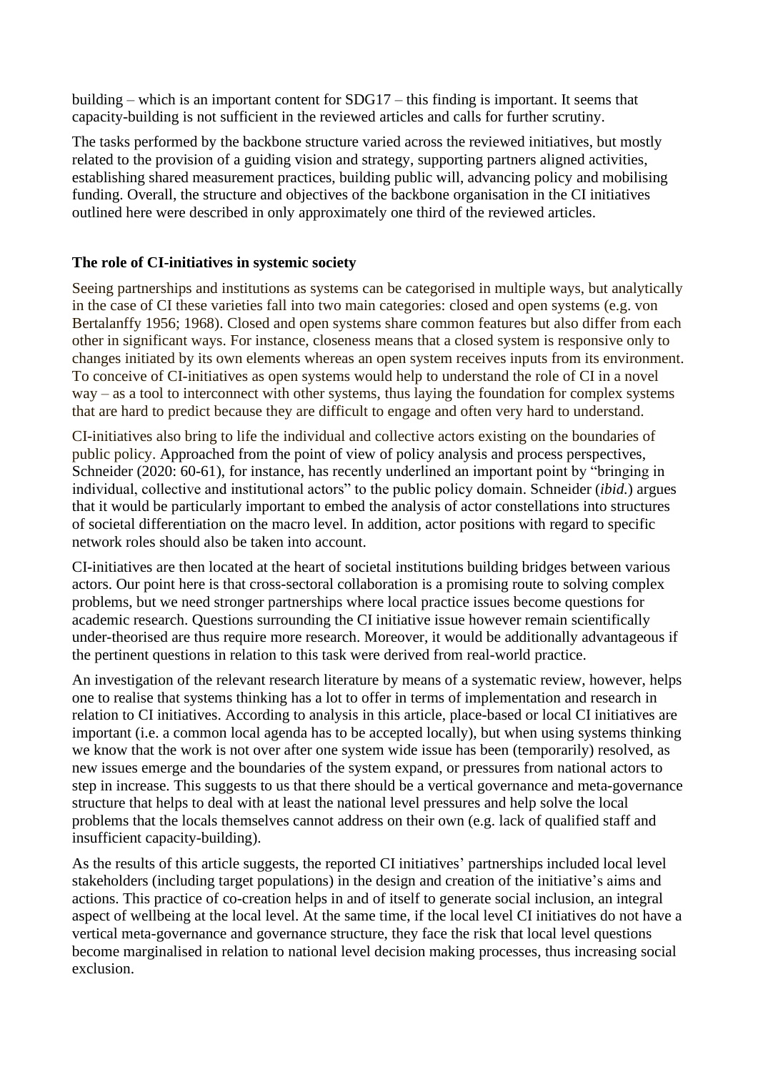building – which is an important content for SDG17 – this finding is important. It seems that capacity-building is not sufficient in the reviewed articles and calls for further scrutiny.

The tasks performed by the backbone structure varied across the reviewed initiatives, but mostly related to the provision of a guiding vision and strategy, supporting partners aligned activities, establishing shared measurement practices, building public will, advancing policy and mobilising funding. Overall, the structure and objectives of the backbone organisation in the CI initiatives outlined here were described in only approximately one third of the reviewed articles.

**The role of CI-initiatives in systemic society**

Seeing partnerships and institutions as systems can be categorised in multiple ways, but analytically in the case of CI these varieties fall into two main categories: closed and open systems (e.g. von Bertalanffy 1956; 1968). Closed and open systems share common features but also differ from each other in significant ways. For instance, closeness means that a closed system is responsive only to changes initiated by its own elements whereas an open system receives inputs from its environment. To conceive of CI-initiatives as open systems would help to understand the role of CI in a novel way – as a tool to interconnect with other systems, thus laying the foundation for complex systems that are hard to predict because they are difficult to engage and often very hard to understand.

CI-initiatives also bring to life the individual and collective actors existing on the boundaries of public policy. Approached from the point of view of policy analysis and process perspectives, Schneider (2020: 60-61), for instance, has recently underlined an important point by "bringing in individual, collective and institutional actors" to the public policy domain. Schneider (*ibid.*) argues that it would be particularly important to embed the analysis of actor constellations into structures of societal differentiation on the macro level. In addition, actor positions with regard to specific network roles should also be taken into account.

CI-initiatives are then located at the heart of societal institutions building bridges between various actors. Our point here is that cross-sectoral collaboration is a promising route to solving complex problems, but we need stronger partnerships where local practice issues become questions for academic research. Questions surrounding the CI initiative issue however remain scientifically under-theorised are thus require more research. Moreover, it would be additionally advantageous if the pertinent questions in relation to this task were derived from real-world practice.

An investigation of the relevant research literature by means of a systematic review, however, helps one to realise that systems thinking has a lot to offer in terms of implementation and research in relation to CI initiatives. According to analysis in this article, place-based or local CI initiatives are important (i.e. a common local agenda has to be accepted locally), but when using systems thinking we know that the work is not over after one system wide issue has been (temporarily) resolved, as new issues emerge and the boundaries of the system expand, or pressures from national actors to step in increase. This suggests to us that there should be a vertical governance and meta-governance structure that helps to deal with at least the national level pressures and help solve the local problems that the locals themselves cannot address on their own (e.g. lack of qualified staff and insufficient capacity-building).

As the results of this article suggests, the reported CI initiatives' partnerships included local level stakeholders (including target populations) in the design and creation of the initiative's aims and actions. This practice of co-creation helps in and of itself to generate social inclusion, an integral aspect of wellbeing at the local level. At the same time, if the local level CI initiatives do not have a vertical meta-governance and governance structure, they face the risk that local level questions become marginalised in relation to national level decision making processes, thus increasing social exclusion.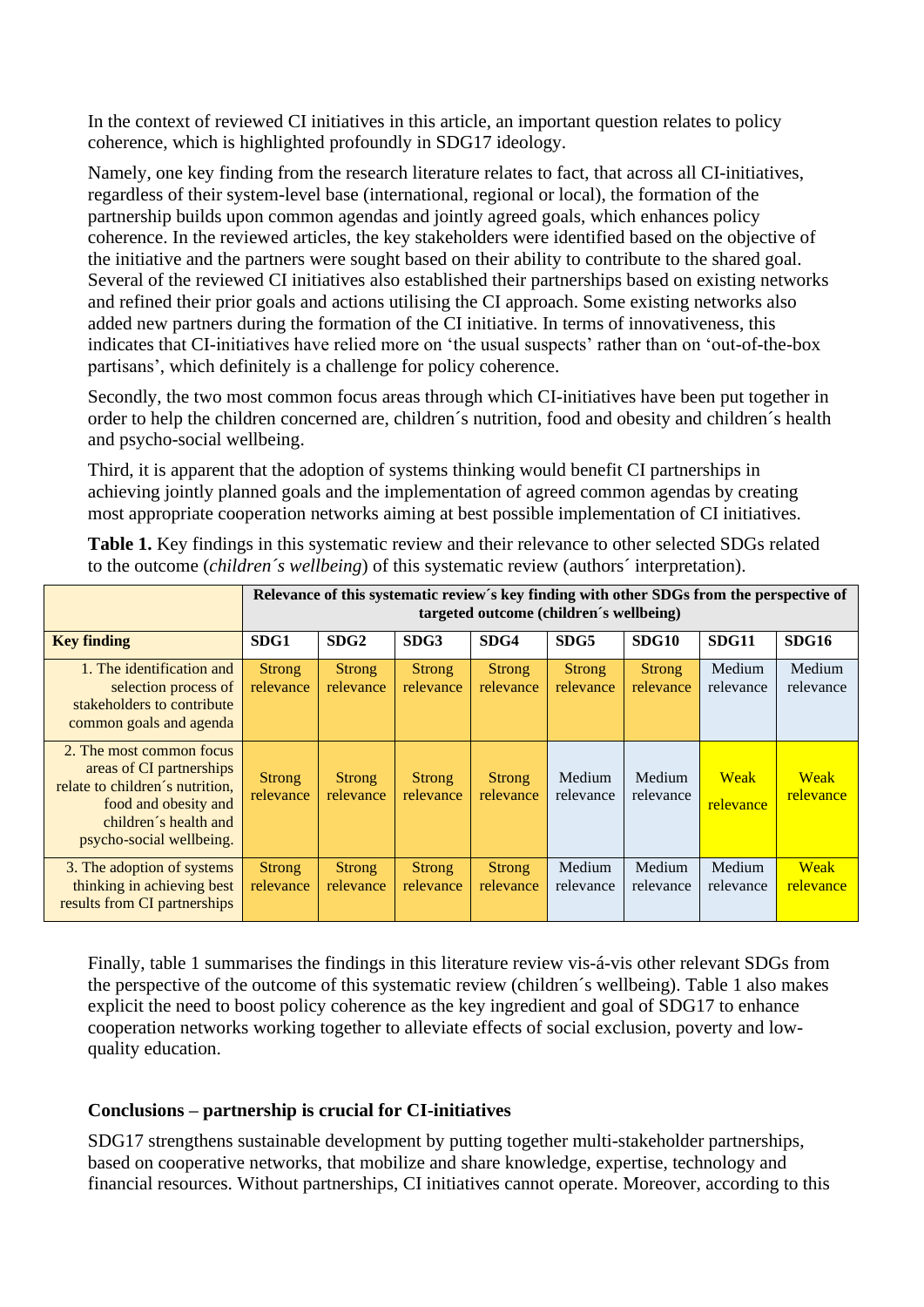In the context of reviewed CI initiatives in this article, an important question relates to policy coherence, which is highlighted profoundly in SDG17 ideology.

Namely, one key finding from the research literature relates to fact, that across all CI-initiatives, regardless of their system-level base (international, regional or local), the formation of the partnership builds upon common agendas and jointly agreed goals, which enhances policy coherence. In the reviewed articles, the key stakeholders were identified based on the objective of the initiative and the partners were sought based on their ability to contribute to the shared goal. Several of the reviewed CI initiatives also established their partnerships based on existing networks and refined their prior goals and actions utilising the CI approach. Some existing networks also added new partners during the formation of the CI initiative. In terms of innovativeness, this indicates that CI-initiatives have relied more on 'the usual suspects' rather than on 'out-of-the-box partisans', which definitely is a challenge for policy coherence.

Secondly, the two most common focus areas through which CI-initiatives have been put together in order to help the children concerned are, children´s nutrition, food and obesity and children´s health and psycho-social wellbeing.

Third, it is apparent that the adoption of systems thinking would benefit CI partnerships in achieving jointly planned goals and the implementation of agreed common agendas by creating most appropriate cooperation networks aiming at best possible implementation of CI initiatives.

**Table 1.** Key findings in this systematic review and their relevance to other selected SDGs related to the outcome (*children´s wellbeing*) of this systematic review (authors´ interpretation).

| | **Relevance of this systematic review´s key finding with other SDGs from the perspective of targeted outcome (children´s wellbeing)** | | | | | | | |
|---|---|---|---|---|---|---|---|---|
| **Key finding** | **SDG1** | **SDG2** | **SDG3** | **SDG4** | **SDG5** | **SDG10** | **SDG11** | **SDG16** |
| 1. The identification and selection process of stakeholders to contribute common goals and agenda | Strong relevance | Strong relevance | Strong relevance | Strong relevance | Strong relevance | Strong relevance | Medium relevance | Medium relevance |
| 2. The most common focus areas of CI partnerships relate to children´s nutrition, food and obesity and children´s health and psycho-social wellbeing. | Strong relevance | Strong relevance | Strong relevance | Strong relevance | Medium relevance | Medium relevance | Weak relevance | Weak relevance |
| 3. The adoption of systems thinking in achieving best results from CI partnerships | Strong relevance | Strong relevance | Strong relevance | Strong relevance | Medium relevance | Medium relevance | Medium relevance | Weak relevance |

Finally, table 1 summarises the findings in this literature review vis-á-vis other relevant SDGs from the perspective of the outcome of this systematic review (children´s wellbeing). Table 1 also makes explicit the need to boost policy coherence as the key ingredient and goal of SDG17 to enhance cooperation networks working together to alleviate effects of social exclusion, poverty and low-quality education.

## Conclusions – partnership is crucial for CI-initiatives

SDG17 strengthens sustainable development by putting together multi-stakeholder partnerships, based on cooperative networks, that mobilize and share knowledge, expertise, technology and financial resources. Without partnerships, CI initiatives cannot operate. Moreover, according to this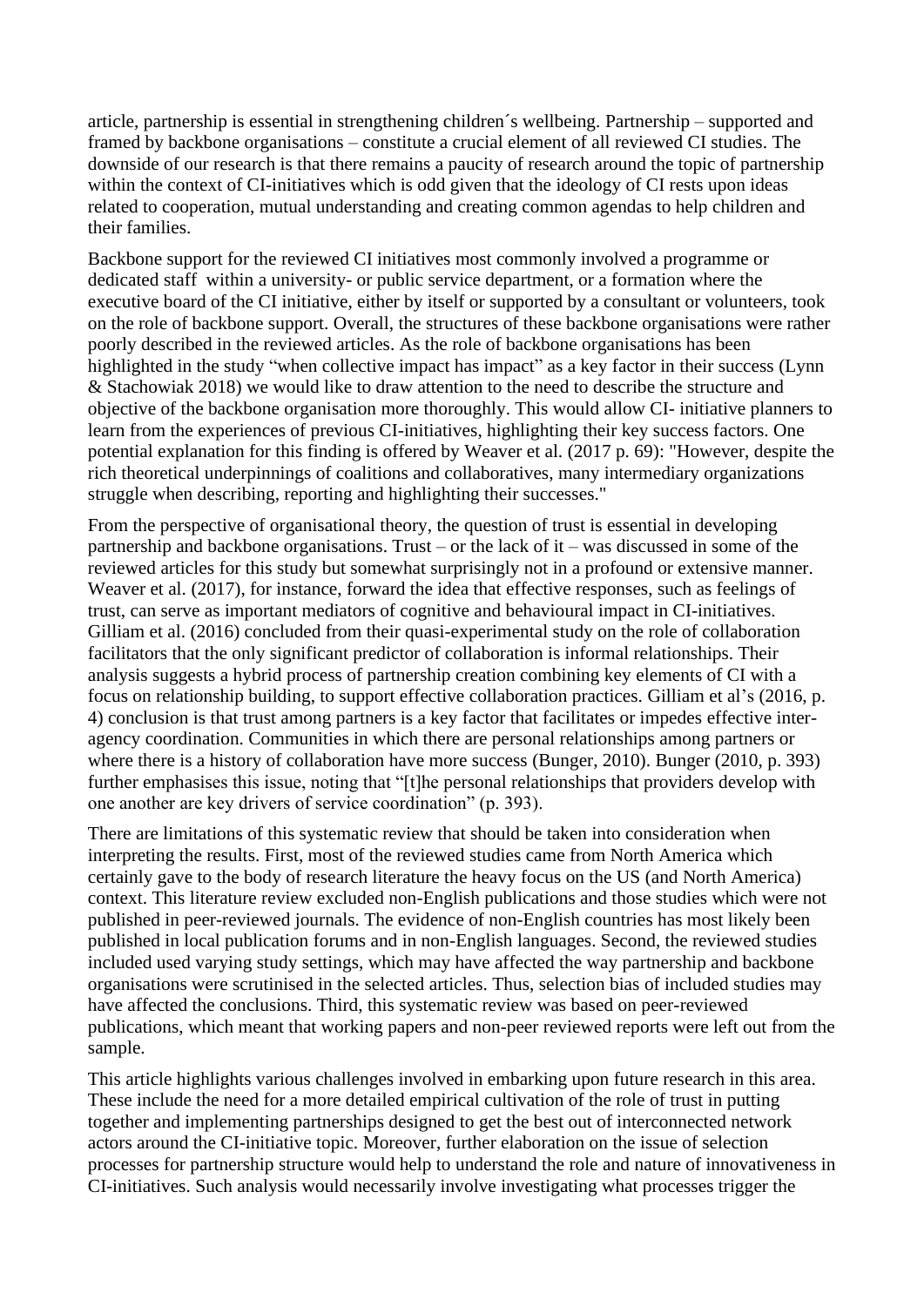article, partnership is essential in strengthening children´s wellbeing. Partnership – supported and framed by backbone organisations – constitute a crucial element of all reviewed CI studies. The downside of our research is that there remains a paucity of research around the topic of partnership within the context of CI-initiatives which is odd given that the ideology of CI rests upon ideas related to cooperation, mutual understanding and creating common agendas to help children and their families.

Backbone support for the reviewed CI initiatives most commonly involved a programme or dedicated staff within a university- or public service department, or a formation where the executive board of the CI initiative, either by itself or supported by a consultant or volunteers, took on the role of backbone support. Overall, the structures of these backbone organisations were rather poorly described in the reviewed articles. As the role of backbone organisations has been highlighted in the study "when collective impact has impact" as a key factor in their success (Lynn & Stachowiak 2018) we would like to draw attention to the need to describe the structure and objective of the backbone organisation more thoroughly. This would allow CI- initiative planners to learn from the experiences of previous CI-initiatives, highlighting their key success factors. One potential explanation for this finding is offered by Weaver et al. (2017 p. 69): "However, despite the rich theoretical underpinnings of coalitions and collaboratives, many intermediary organizations struggle when describing, reporting and highlighting their successes."

From the perspective of organisational theory, the question of trust is essential in developing partnership and backbone organisations. Trust – or the lack of it – was discussed in some of the reviewed articles for this study but somewhat surprisingly not in a profound or extensive manner. Weaver et al. (2017), for instance, forward the idea that effective responses, such as feelings of trust, can serve as important mediators of cognitive and behavioural impact in CI-initiatives. Gilliam et al. (2016) concluded from their quasi-experimental study on the role of collaboration facilitators that the only significant predictor of collaboration is informal relationships. Their analysis suggests a hybrid process of partnership creation combining key elements of CI with a focus on relationship building, to support effective collaboration practices. Gilliam et al's (2016, p. 4) conclusion is that trust among partners is a key factor that facilitates or impedes effective inter-agency coordination. Communities in which there are personal relationships among partners or where there is a history of collaboration have more success (Bunger, 2010). Bunger (2010, p. 393) further emphasises this issue, noting that "[t]he personal relationships that providers develop with one another are key drivers of service coordination" (p. 393).

There are limitations of this systematic review that should be taken into consideration when interpreting the results. First, most of the reviewed studies came from North America which certainly gave to the body of research literature the heavy focus on the US (and North America) context. This literature review excluded non-English publications and those studies which were not published in peer-reviewed journals. The evidence of non-English countries has most likely been published in local publication forums and in non-English languages. Second, the reviewed studies included used varying study settings, which may have affected the way partnership and backbone organisations were scrutinised in the selected articles. Thus, selection bias of included studies may have affected the conclusions. Third, this systematic review was based on peer-reviewed publications, which meant that working papers and non-peer reviewed reports were left out from the sample.

This article highlights various challenges involved in embarking upon future research in this area. These include the need for a more detailed empirical cultivation of the role of trust in putting together and implementing partnerships designed to get the best out of interconnected network actors around the CI-initiative topic. Moreover, further elaboration on the issue of selection processes for partnership structure would help to understand the role and nature of innovativeness in CI-initiatives. Such analysis would necessarily involve investigating what processes trigger the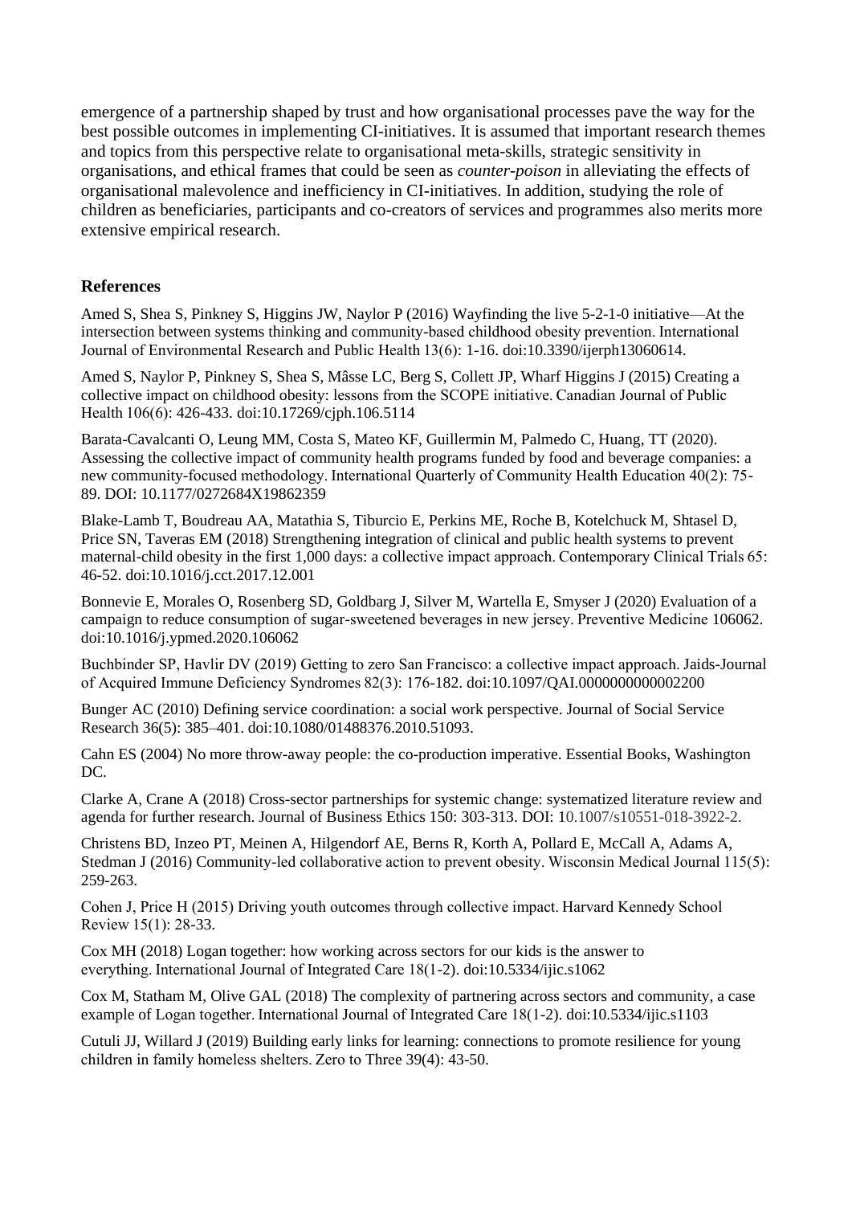emergence of a partnership shaped by trust and how organisational processes pave the way for the best possible outcomes in implementing CI-initiatives. It is assumed that important research themes and topics from this perspective relate to organisational meta-skills, strategic sensitivity in organisations, and ethical frames that could be seen as *counter-poison* in alleviating the effects of organisational malevolence and inefficiency in CI-initiatives. In addition, studying the role of children as beneficiaries, participants and co-creators of services and programmes also merits more extensive empirical research.

## References

Amed S, Shea S, Pinkney S, Higgins JW, Naylor P (2016) Wayfinding the live 5-2-1-0 initiative—At the intersection between systems thinking and community-based childhood obesity prevention. International Journal of Environmental Research and Public Health 13(6): 1-16. doi:10.3390/ijerph13060614.

Amed S, Naylor P, Pinkney S, Shea S, Mâsse LC, Berg S, Collett JP, Wharf Higgins J (2015) Creating a collective impact on childhood obesity: lessons from the SCOPE initiative. Canadian Journal of Public Health 106(6): 426-433. doi:10.17269/cjph.106.5114

Barata-Cavalcanti O, Leung MM, Costa S, Mateo KF, Guillermin M, Palmedo C, Huang, TT (2020). Assessing the collective impact of community health programs funded by food and beverage companies: a new community-focused methodology. International Quarterly of Community Health Education 40(2): 75-89. DOI: 10.1177/0272684X19862359

Blake-Lamb T, Boudreau AA, Matathia S, Tiburcio E, Perkins ME, Roche B, Kotelchuck M, Shtasel D, Price SN, Taveras EM (2018) Strengthening integration of clinical and public health systems to prevent maternal-child obesity in the first 1,000 days: a collective impact approach. Contemporary Clinical Trials 65: 46-52. doi:10.1016/j.cct.2017.12.001

Bonnevie E, Morales O, Rosenberg SD, Goldbarg J, Silver M, Wartella E, Smyser J (2020) Evaluation of a campaign to reduce consumption of sugar-sweetened beverages in new jersey. Preventive Medicine 106062. doi:10.1016/j.ypmed.2020.106062

Buchbinder SP, Havlir DV (2019) Getting to zero San Francisco: a collective impact approach. Jaids-Journal of Acquired Immune Deficiency Syndromes 82(3): 176-182. doi:10.1097/QAI.0000000000002200

Bunger AC (2010) Defining service coordination: a social work perspective. Journal of Social Service Research 36(5): 385–401. doi:10.1080/01488376.2010.51093.

Cahn ES (2004) No more throw-away people: the co-production imperative. Essential Books, Washington DC.

Clarke A, Crane A (2018) Cross-sector partnerships for systemic change: systematized literature review and agenda for further research. Journal of Business Ethics 150: 303-313. DOI: 10.1007/s10551-018-3922-2.

Christens BD, Inzeo PT, Meinen A, Hilgendorf AE, Berns R, Korth A, Pollard E, McCall A, Adams A, Stedman J (2016) Community-led collaborative action to prevent obesity. Wisconsin Medical Journal 115(5): 259-263.

Cohen J, Price H (2015) Driving youth outcomes through collective impact. Harvard Kennedy School Review 15(1): 28-33.

Cox MH (2018) Logan together: how working across sectors for our kids is the answer to everything. International Journal of Integrated Care 18(1-2). doi:10.5334/ijic.s1062

Cox M, Statham M, Olive GAL (2018) The complexity of partnering across sectors and community, a case example of Logan together. International Journal of Integrated Care 18(1-2). doi:10.5334/ijic.s1103

Cutuli JJ, Willard J (2019) Building early links for learning: connections to promote resilience for young children in family homeless shelters. Zero to Three 39(4): 43-50.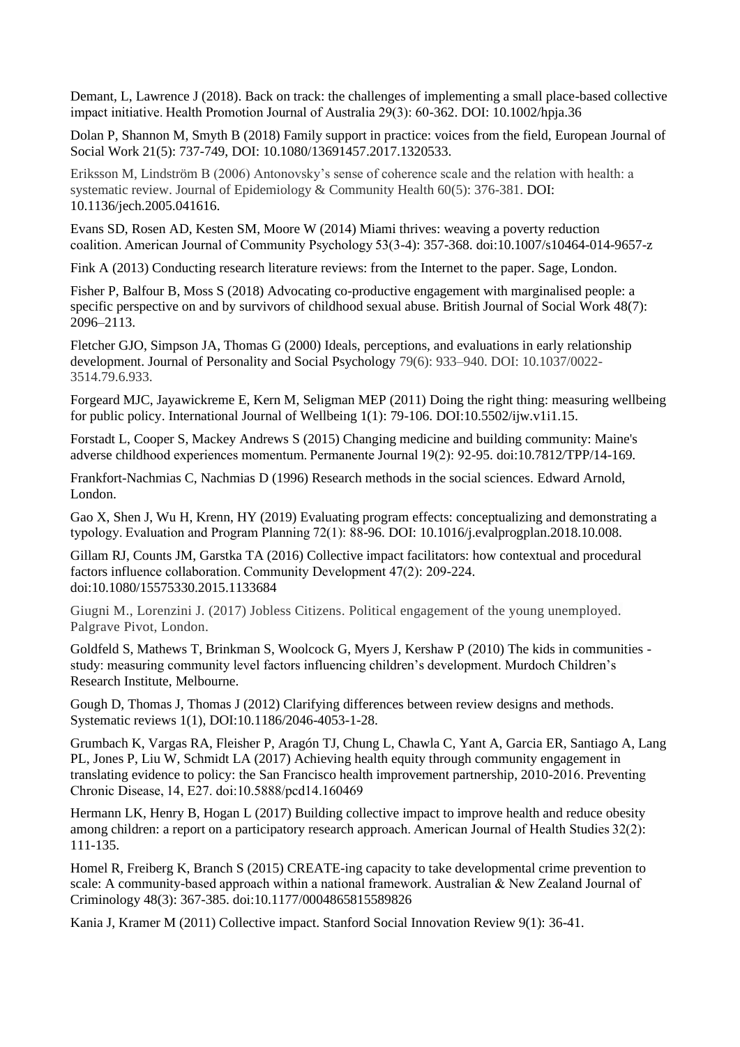Demant, L, Lawrence J (2018). Back on track: the challenges of implementing a small place-based collective impact initiative. Health Promotion Journal of Australia 29(3): 60-362. DOI: 10.1002/hpja.36

Dolan P, Shannon M, Smyth B (2018) Family support in practice: voices from the field, European Journal of Social Work 21(5): 737-749, DOI: 10.1080/13691457.2017.1320533.

Eriksson M, Lindström B (2006) Antonovsky's sense of coherence scale and the relation with health: a systematic review. Journal of Epidemiology & Community Health 60(5): 376-381. DOI: 10.1136/jech.2005.041616.

Evans SD, Rosen AD, Kesten SM, Moore W (2014) Miami thrives: weaving a poverty reduction coalition. American Journal of Community Psychology 53(3-4): 357-368. doi:10.1007/s10464-014-9657-z

Fink A (2013) Conducting research literature reviews: from the Internet to the paper. Sage, London.

Fisher P, Balfour B, Moss S (2018) Advocating co-productive engagement with marginalised people: a specific perspective on and by survivors of childhood sexual abuse. British Journal of Social Work 48(7): 2096–2113.

Fletcher GJO, Simpson JA, Thomas G (2000) Ideals, perceptions, and evaluations in early relationship development. Journal of Personality and Social Psychology 79(6): 933–940. DOI: 10.1037/0022-3514.79.6.933.

Forgeard MJC, Jayawickreme E, Kern M, Seligman MEP (2011) Doing the right thing: measuring wellbeing for public policy. International Journal of Wellbeing 1(1): 79-106. DOI:10.5502/ijw.v1i1.15.

Forstadt L, Cooper S, Mackey Andrews S (2015) Changing medicine and building community: Maine's adverse childhood experiences momentum. Permanente Journal 19(2): 92-95. doi:10.7812/TPP/14-169.

Frankfort-Nachmias C, Nachmias D (1996) Research methods in the social sciences. Edward Arnold, London.

Gao X, Shen J, Wu H, Krenn, HY (2019) Evaluating program effects: conceptualizing and demonstrating a typology. Evaluation and Program Planning 72(1): 88-96. DOI: 10.1016/j.evalprogplan.2018.10.008.

Gillam RJ, Counts JM, Garstka TA (2016) Collective impact facilitators: how contextual and procedural factors influence collaboration. Community Development 47(2): 209-224. doi:10.1080/15575330.2015.1133684

Giugni M., Lorenzini J. (2017) Jobless Citizens. Political engagement of the young unemployed. Palgrave Pivot, London.

Goldfeld S, Mathews T, Brinkman S, Woolcock G, Myers J, Kershaw P (2010) The kids in communities - study: measuring community level factors influencing children's development. Murdoch Children's Research Institute, Melbourne.

Gough D, Thomas J, Thomas J (2012) Clarifying differences between review designs and methods. Systematic reviews 1(1), DOI:10.1186/2046-4053-1-28.

Grumbach K, Vargas RA, Fleisher P, Aragón TJ, Chung L, Chawla C, Yant A, Garcia ER, Santiago A, Lang PL, Jones P, Liu W, Schmidt LA (2017) Achieving health equity through community engagement in translating evidence to policy: the San Francisco health improvement partnership, 2010-2016. Preventing Chronic Disease, 14, E27. doi:10.5888/pcd14.160469

Hermann LK, Henry B, Hogan L (2017) Building collective impact to improve health and reduce obesity among children: a report on a participatory research approach. American Journal of Health Studies 32(2): 111-135.

Homel R, Freiberg K, Branch S (2015) CREATE-ing capacity to take developmental crime prevention to scale: A community-based approach within a national framework. Australian & New Zealand Journal of Criminology 48(3): 367-385. doi:10.1177/0004865815589826

Kania J, Kramer M (2011) Collective impact. Stanford Social Innovation Review 9(1): 36-41.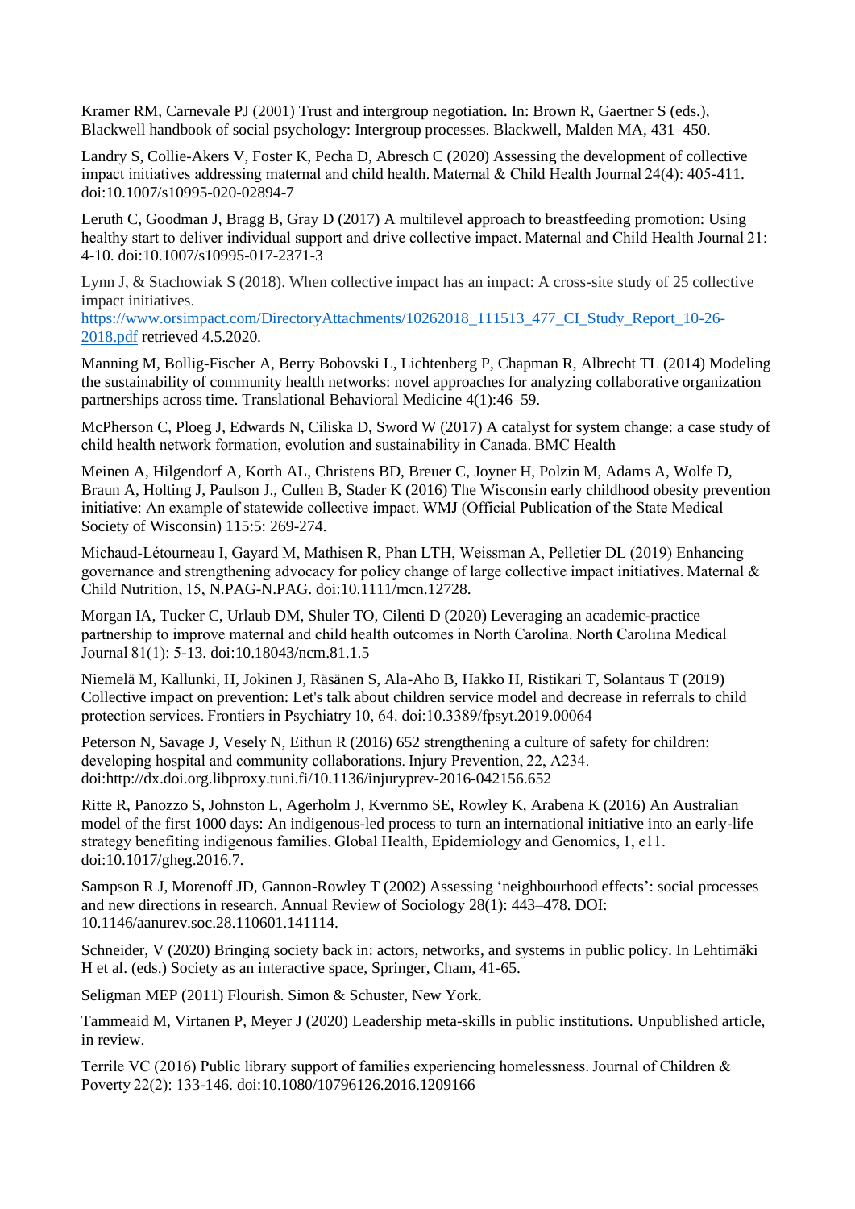Kramer RM, Carnevale PJ (2001) Trust and intergroup negotiation. In: Brown R, Gaertner S (eds.), Blackwell handbook of social psychology: Intergroup processes. Blackwell, Malden MA, 431–450.

Landry S, Collie-Akers V, Foster K, Pecha D, Abresch C (2020) Assessing the development of collective impact initiatives addressing maternal and child health. Maternal & Child Health Journal 24(4): 405-411. doi:10.1007/s10995-020-02894-7

Leruth C, Goodman J, Bragg B, Gray D (2017) A multilevel approach to breastfeeding promotion: Using healthy start to deliver individual support and drive collective impact. Maternal and Child Health Journal 21: 4-10. doi:10.1007/s10995-017-2371-3

Lynn J, & Stachowiak S (2018). When collective impact has an impact: A cross-site study of 25 collective impact initiatives. [https://www.orsimpact.com/DirectoryAttachments/10262018_111513_477_CI_Study_Report_10-26-2018.pdf](https://www.orsimpact.com/DirectoryAttachments/10262018_111513_477_CI_Study_Report_10-26-2018.pdf) retrieved 4.5.2020.

Manning M, Bollig-Fischer A, Berry Bobovski L, Lichtenberg P, Chapman R, Albrecht TL (2014) Modeling the sustainability of community health networks: novel approaches for analyzing collaborative organization partnerships across time. Translational Behavioral Medicine 4(1):46–59.

McPherson C, Ploeg J, Edwards N, Ciliska D, Sword W (2017) A catalyst for system change: a case study of child health network formation, evolution and sustainability in Canada. BMC Health

Meinen A, Hilgendorf A, Korth AL, Christens BD, Breuer C, Joyner H, Polzin M, Adams A, Wolfe D, Braun A, Holting J, Paulson J., Cullen B, Stader K (2016) The Wisconsin early childhood obesity prevention initiative: An example of statewide collective impact. WMJ (Official Publication of the State Medical Society of Wisconsin) 115:5: 269-274.

Michaud-Létourneau I, Gayard M, Mathisen R, Phan LTH, Weissman A, Pelletier DL (2019) Enhancing governance and strengthening advocacy for policy change of large collective impact initiatives. Maternal & Child Nutrition, 15, N.PAG-N.PAG. doi:10.1111/mcn.12728.

Morgan IA, Tucker C, Urlaub DM, Shuler TO, Cilenti D (2020) Leveraging an academic-practice partnership to improve maternal and child health outcomes in North Carolina. North Carolina Medical Journal 81(1): 5-13. doi:10.18043/ncm.81.1.5

Niemelä M, Kallunki, H, Jokinen J, Räsänen S, Ala-Aho B, Hakko H, Ristikari T, Solantaus T (2019) Collective impact on prevention: Let's talk about children service model and decrease in referrals to child protection services. Frontiers in Psychiatry 10, 64. doi:10.3389/fpsyt.2019.00064

Peterson N, Savage J, Vesely N, Eithun R (2016) 652 strengthening a culture of safety for children: developing hospital and community collaborations. Injury Prevention, 22, A234. doi:http://dx.doi.org.libproxy.tuni.fi/10.1136/injuryprev-2016-042156.652

Ritte R, Panozzo S, Johnston L, Agerholm J, Kvernmo SE, Rowley K, Arabena K (2016) An Australian model of the first 1000 days: An indigenous-led process to turn an international initiative into an early-life strategy benefiting indigenous families. Global Health, Epidemiology and Genomics, 1, e11. doi:10.1017/gheg.2016.7.

Sampson R J, Morenoff JD, Gannon-Rowley T (2002) Assessing 'neighbourhood effects': social processes and new directions in research. Annual Review of Sociology 28(1): 443–478. DOI: 10.1146/aanurev.soc.28.110601.141114.

Schneider, V (2020) Bringing society back in: actors, networks, and systems in public policy. In Lehtimäki H et al. (eds.) Society as an interactive space, Springer, Cham, 41-65.

Seligman MEP (2011) Flourish. Simon & Schuster, New York.

Tammeaid M, Virtanen P, Meyer J (2020) Leadership meta-skills in public institutions. Unpublished article, in review.

Terrile VC (2016) Public library support of families experiencing homelessness. Journal of Children & Poverty 22(2): 133-146. doi:10.1080/10796126.2016.1209166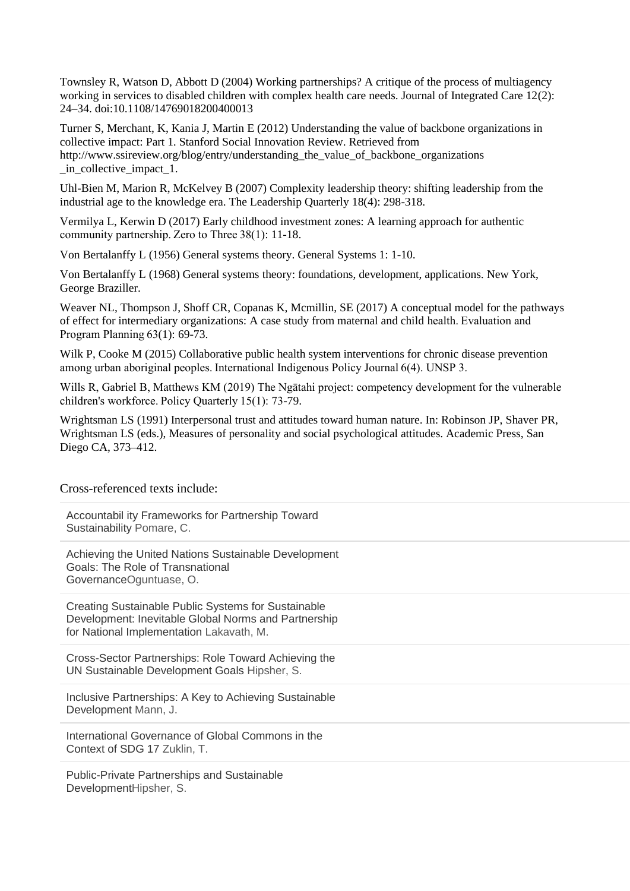Townsley R, Watson D, Abbott D (2004) Working partnerships? A critique of the process of multiagency working in services to disabled children with complex health care needs. Journal of Integrated Care 12(2): 24–34. doi:10.1108/14769018200400013

Turner S, Merchant, K, Kania J, Martin E (2012) Understanding the value of backbone organizations in collective impact: Part 1. Stanford Social Innovation Review. Retrieved from http://www.ssireview.org/blog/entry/understanding_the_value_of_backbone_organizations_in_collective_impact_1.

Uhl-Bien M, Marion R, McKelvey B (2007) Complexity leadership theory: shifting leadership from the industrial age to the knowledge era. The Leadership Quarterly 18(4): 298-318.

Vermilya L, Kerwin D (2017) Early childhood investment zones: A learning approach for authentic community partnership. Zero to Three 38(1): 11-18.

Von Bertalanffy L (1956) General systems theory. General Systems 1: 1-10.

Von Bertalanffy L (1968) General systems theory: foundations, development, applications. New York, George Braziller.

Weaver NL, Thompson J, Shoff CR, Copanas K, Mcmillin, SE (2017) A conceptual model for the pathways of effect for intermediary organizations: A case study from maternal and child health. Evaluation and Program Planning 63(1): 69-73.

Wilk P, Cooke M (2015) Collaborative public health system interventions for chronic disease prevention among urban aboriginal peoples. International Indigenous Policy Journal 6(4). UNSP 3.

Wills R, Gabriel B, Matthews KM (2019) The Ngātahi project: competency development for the vulnerable children's workforce. Policy Quarterly 15(1): 73-79.

Wrightsman LS (1991) Interpersonal trust and attitudes toward human nature. In: Robinson JP, Shaver PR, Wrightsman LS (eds.), Measures of personality and social psychological attitudes. Academic Press, San Diego CA, 373–412.

Cross-referenced texts include:

- Accountabil ity Frameworks for Partnership Toward Sustainability Pomare, C.
- Achieving the United Nations Sustainable Development Goals: The Role of Transnational GovernanceOguntuase, O.
- Creating Sustainable Public Systems for Sustainable Development: Inevitable Global Norms and Partnership for National Implementation Lakavath, M.
- Cross-Sector Partnerships: Role Toward Achieving the UN Sustainable Development Goals Hipsher, S.
- Inclusive Partnerships: A Key to Achieving Sustainable Development Mann, J.
- International Governance of Global Commons in the Context of SDG 17 Zuklin, T.
- Public-Private Partnerships and Sustainable DevelopmentHipsher, S.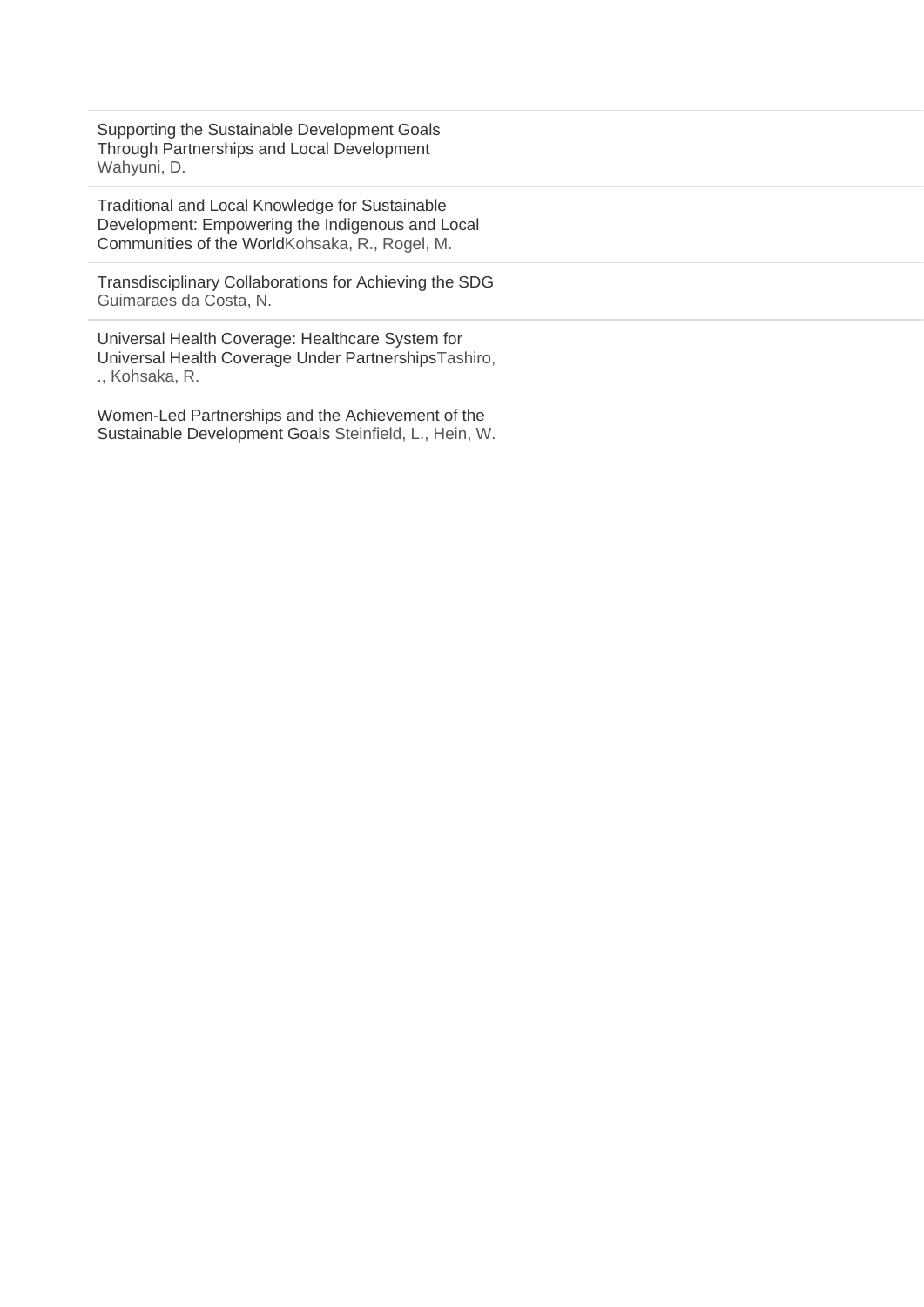Supporting the Sustainable Development Goals Through Partnerships and Local Development
Wahyuni, D.

Traditional and Local Knowledge for Sustainable Development: Empowering the Indigenous and Local Communities of the WorldKohsaka, R., Rogel, M.

Transdisciplinary Collaborations for Achieving the SDG
Guimaraes da Costa, N.

Universal Health Coverage: Healthcare System for Universal Health Coverage Under PartnershipsTashiro, ., Kohsaka, R.

Women-Led Partnerships and the Achievement of the Sustainable Development Goals Steinfield, L., Hein, W.